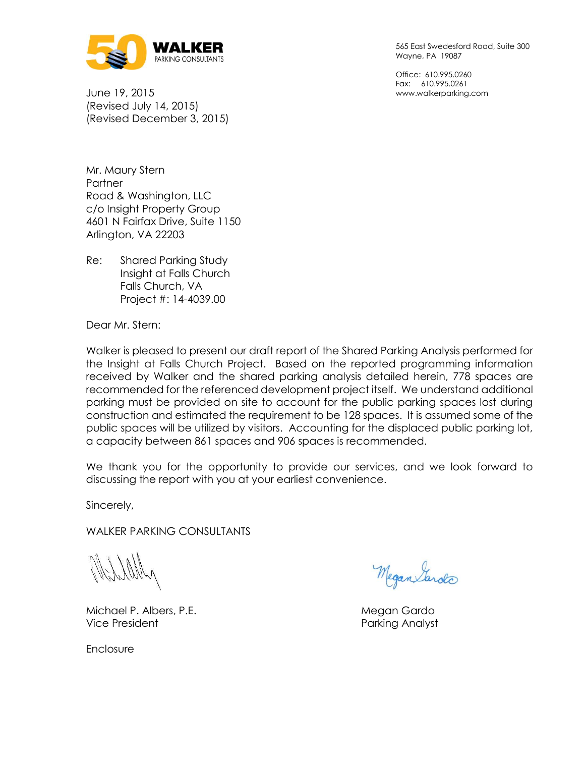**WALKER**
PARKING CONSULTANTS

565 East Swedesford Road, Suite 300
Wayne, PA 19087

Office: 610.995.0260
Fax: 610.995.0261
www.walkerparking.com

June 19, 2015
(Revised July 14, 2015)
(Revised December 3, 2015)

Mr. Maury Stern
Partner
Road & Washington, LLC
c/o Insight Property Group
4601 N Fairfax Drive, Suite 1150
Arlington, VA 22203

Re: Shared Parking Study
Insight at Falls Church
Falls Church, VA
Project #: 14-4039.00

Dear Mr. Stern:

Walker is pleased to present our draft report of the Shared Parking Analysis performed for the Insight at Falls Church Project. Based on the reported programming information received by Walker and the shared parking analysis detailed herein, 778 spaces are recommended for the referenced development project itself. We understand additional parking must be provided on site to account for the public parking spaces lost during construction and estimated the requirement to be 128 spaces. It is assumed some of the public spaces will be utilized by visitors. Accounting for the displaced public parking lot, a capacity between 861 spaces and 906 spaces is recommended.

We thank you for the opportunity to provide our services, and we look forward to discussing the report with you at your earliest convenience.

Sincerely,

WALKER PARKING CONSULTANTS

Michael P. Albers, P.E.
Vice President

Megan Gardo
Parking Analyst

Enclosure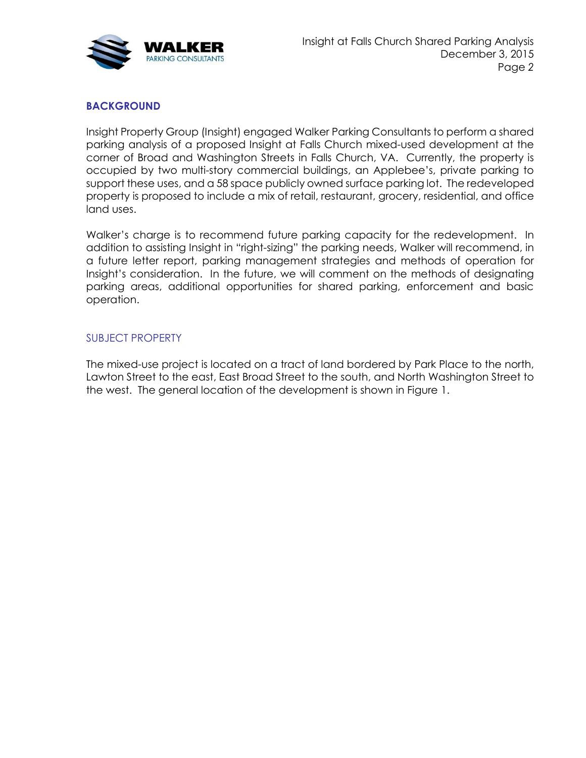## BACKGROUND

Insight Property Group (Insight) engaged Walker Parking Consultants to perform a shared parking analysis of a proposed Insight at Falls Church mixed-used development at the corner of Broad and Washington Streets in Falls Church, VA. Currently, the property is occupied by two multi-story commercial buildings, an Applebee's, private parking to support these uses, and a 58 space publicly owned surface parking lot. The redeveloped property is proposed to include a mix of retail, restaurant, grocery, residential, and office land uses.

Walker's charge is to recommend future parking capacity for the redevelopment. In addition to assisting Insight in "right-sizing" the parking needs, Walker will recommend, in a future letter report, parking management strategies and methods of operation for Insight's consideration. In the future, we will comment on the methods of designating parking areas, additional opportunities for shared parking, enforcement and basic operation.

### SUBJECT PROPERTY

The mixed-use project is located on a tract of land bordered by Park Place to the north, Lawton Street to the east, East Broad Street to the south, and North Washington Street to the west. The general location of the development is shown in Figure 1.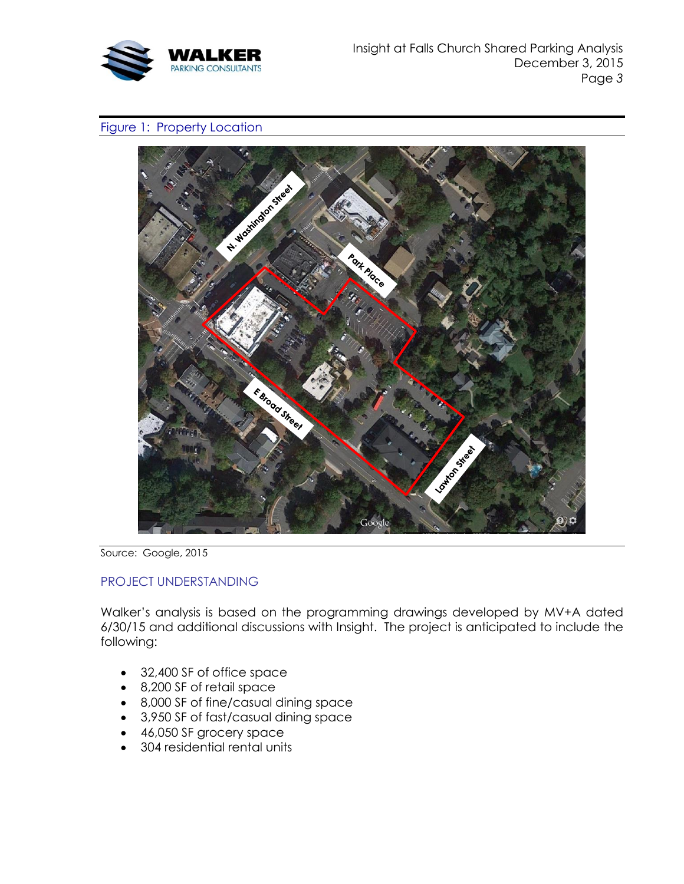Figure 1: Property Location

Source: Google, 2015

## PROJECT UNDERSTANDING

Walker's analysis is based on the programming drawings developed by MV+A dated 6/30/15 and additional discussions with Insight. The project is anticipated to include the following:

- 32,400 SF of office space
- 8,200 SF of retail space
- 8,000 SF of fine/casual dining space
- 3,950 SF of fast/casual dining space
- 46,050 SF grocery space
- 304 residential rental units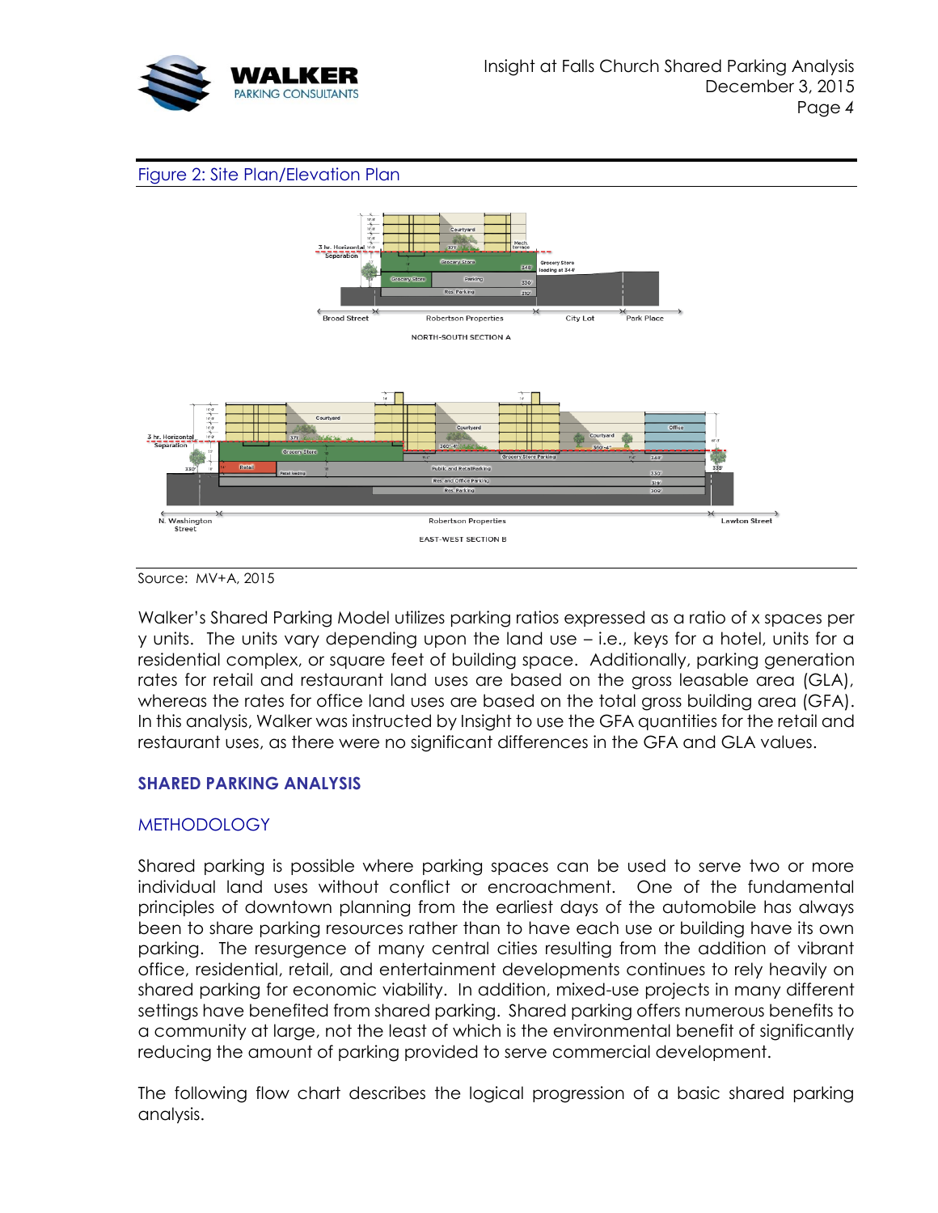Figure 2: Site Plan/Elevation Plan

Source: MV+A, 2015

Walker's Shared Parking Model utilizes parking ratios expressed as a ratio of x spaces per y units. The units vary depending upon the land use – i.e., keys for a hotel, units for a residential complex, or square feet of building space. Additionally, parking generation rates for retail and restaurant land uses are based on the gross leasable area (GLA), whereas the rates for office land uses are based on the total gross building area (GFA). In this analysis, Walker was instructed by Insight to use the GFA quantities for the retail and restaurant uses, as there were no significant differences in the GFA and GLA values.

## SHARED PARKING ANALYSIS

### METHODOLOGY

Shared parking is possible where parking spaces can be used to serve two or more individual land uses without conflict or encroachment. One of the fundamental principles of downtown planning from the earliest days of the automobile has always been to share parking resources rather than to have each use or building have its own parking. The resurgence of many central cities resulting from the addition of vibrant office, residential, retail, and entertainment developments continues to rely heavily on shared parking for economic viability. In addition, mixed-use projects in many different settings have benefited from shared parking. Shared parking offers numerous benefits to a community at large, not the least of which is the environmental benefit of significantly reducing the amount of parking provided to serve commercial development.

The following flow chart describes the logical progression of a basic shared parking analysis.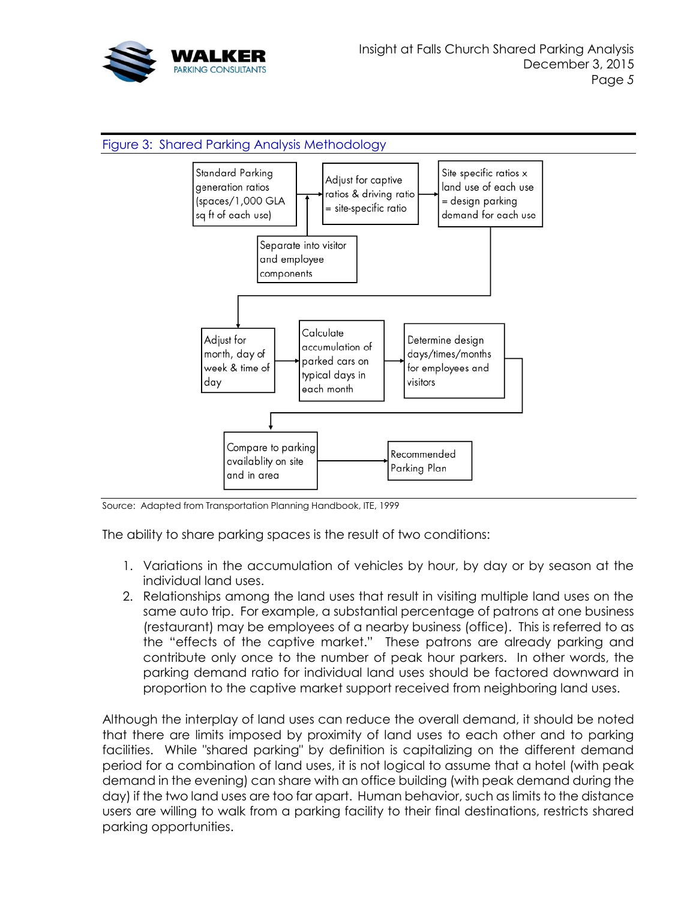Figure 3: Shared Parking Analysis Methodology

Standard Parking generation ratios (spaces/1,000 GLA sq ft of each use) → Adjust for captive ratios & driving ratio = site-specific ratio → Site specific ratios x land use of each use = design parking demand for each use

Separate into visitor and employee components

Adjust for month, day of week & time of day → Calculate accumulation of parked cars on typical days in each month → Determine design days/times/months for employees and visitors

Compare to parking availablity on site and in area → Recommended Parking Plan

Source: Adapted from Transportation Planning Handbook, ITE, 1999

The ability to share parking spaces is the result of two conditions:

1. Variations in the accumulation of vehicles by hour, by day or by season at the individual land uses.
2. Relationships among the land uses that result in visiting multiple land uses on the same auto trip. For example, a substantial percentage of patrons at one business (restaurant) may be employees of a nearby business (office). This is referred to as the "effects of the captive market." These patrons are already parking and contribute only once to the number of peak hour parkers. In other words, the parking demand ratio for individual land uses should be factored downward in proportion to the captive market support received from neighboring land uses.

Although the interplay of land uses can reduce the overall demand, it should be noted that there are limits imposed by proximity of land uses to each other and to parking facilities. While "shared parking" by definition is capitalizing on the different demand period for a combination of land uses, it is not logical to assume that a hotel (with peak demand in the evening) can share with an office building (with peak demand during the day) if the two land uses are too far apart. Human behavior, such as limits to the distance users are willing to walk from a parking facility to their final destinations, restricts shared parking opportunities.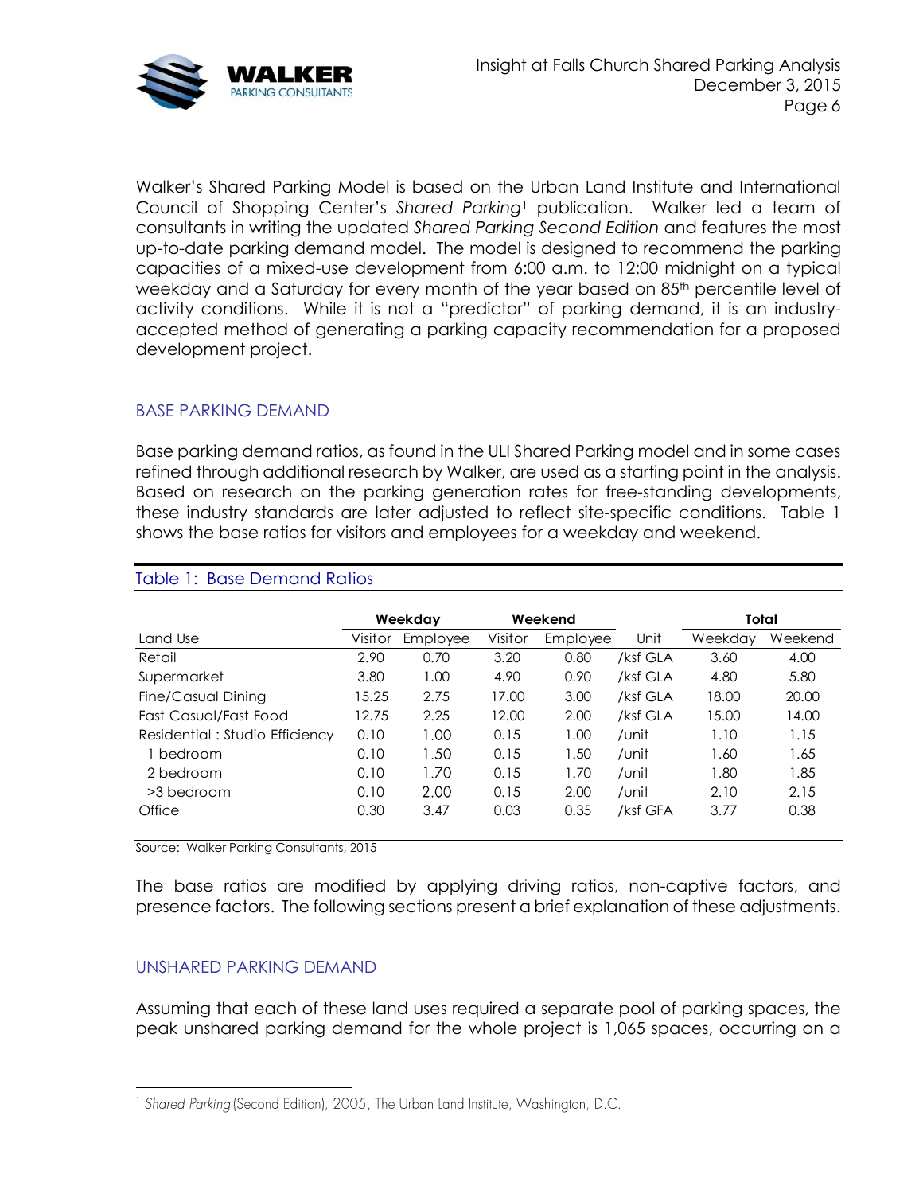Walker's Shared Parking Model is based on the Urban Land Institute and International Council of Shopping Center's *Shared Parking*[1] publication. Walker led a team of consultants in writing the updated *Shared Parking Second Edition* and features the most up-to-date parking demand model. The model is designed to recommend the parking capacities of a mixed-use development from 6:00 a.m. to 12:00 midnight on a typical weekday and a Saturday for every month of the year based on 85th percentile level of activity conditions. While it is not a "predictor" of parking demand, it is an industry-accepted method of generating a parking capacity recommendation for a proposed development project.

## BASE PARKING DEMAND

Base parking demand ratios, as found in the ULI Shared Parking model and in some cases refined through additional research by Walker, are used as a starting point in the analysis. Based on research on the parking generation rates for free-standing developments, these industry standards are later adjusted to reflect site-specific conditions. Table 1 shows the base ratios for visitors and employees for a weekday and weekend.

### Table 1: Base Demand Ratios

| | Weekday | | Weekend | | | Total | |
|---|---|---|---|---|---|---|---|
| Land Use | Visitor | Employee | Visitor | Employee | Unit | Weekday | Weekend |
| Retail | 2.90 | 0.70 | 3.20 | 0.80 | /ksf GLA | 3.60 | 4.00 |
| Supermarket | 3.80 | 1.00 | 4.90 | 0.90 | /ksf GLA | 4.80 | 5.80 |
| Fine/Casual Dining | 15.25 | 2.75 | 17.00 | 3.00 | /ksf GLA | 18.00 | 20.00 |
| Fast Casual/Fast Food | 12.75 | 2.25 | 12.00 | 2.00 | /ksf GLA | 15.00 | 14.00 |
| Residential : Studio Efficiency | 0.10 | 1.00 | 0.15 | 1.00 | /unit | 1.10 | 1.15 |
| 1 bedroom | 0.10 | 1.50 | 0.15 | 1.50 | /unit | 1.60 | 1.65 |
| 2 bedroom | 0.10 | 1.70 | 0.15 | 1.70 | /unit | 1.80 | 1.85 |
| >3 bedroom | 0.10 | 2.00 | 0.15 | 2.00 | /unit | 2.10 | 2.15 |
| Office | 0.30 | 3.47 | 0.03 | 0.35 | /ksf GFA | 3.77 | 0.38 |

Source: Walker Parking Consultants, 2015

The base ratios are modified by applying driving ratios, non-captive factors, and presence factors. The following sections present a brief explanation of these adjustments.

## UNSHARED PARKING DEMAND

Assuming that each of these land uses required a separate pool of parking spaces, the peak unshared parking demand for the whole project is 1,065 spaces, occurring on a

[1] *Shared Parking* (Second Edition), 2005, The Urban Land Institute, Washington, D.C.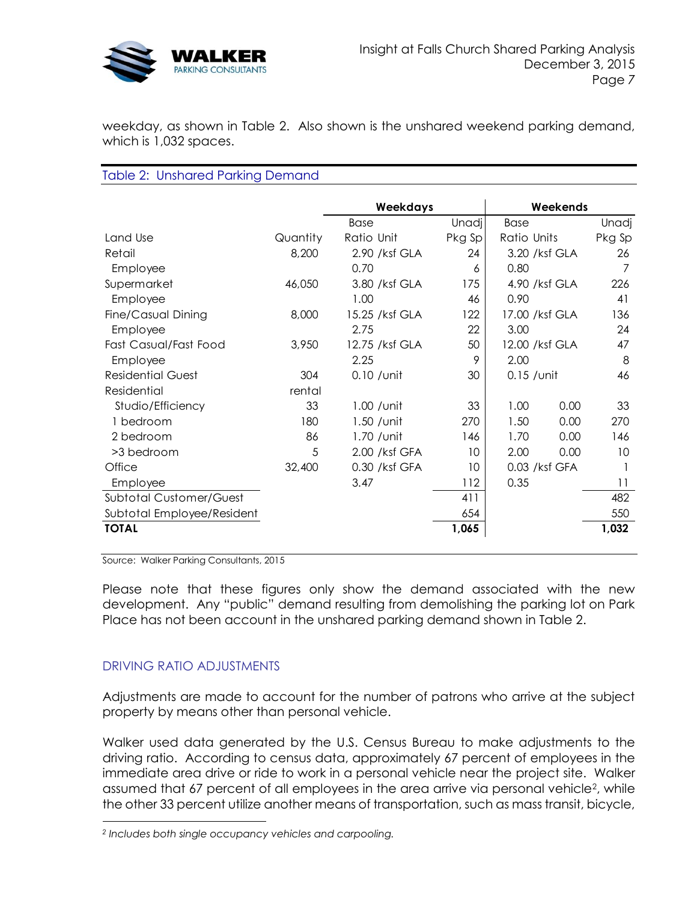weekday, as shown in Table 2. Also shown is the unshared weekend parking demand, which is 1,032 spaces.

Table 2: Unshared Parking Demand

| | | Weekdays | | | Weekends | | |
|---|---|---|---|---|---|---|---|
| | | Base | | Unadj | Base | | Unadj |
| Land Use | Quantity | Ratio | Unit | Pkg Sp | Ratio | Units | Pkg Sp |
| Retail | 8,200 | 2.90 | /ksf GLA | 24 | 3.20 | /ksf GLA | 26 |
| Employee | | 0.70 | | 6 | 0.80 | | 7 |
| Supermarket | 46,050 | 3.80 | /ksf GLA | 175 | 4.90 | /ksf GLA | 226 |
| Employee | | 1.00 | | 46 | 0.90 | | 41 |
| Fine/Casual Dining | 8,000 | 15.25 | /ksf GLA | 122 | 17.00 | /ksf GLA | 136 |
| Employee | | 2.75 | | 22 | 3.00 | | 24 |
| Fast Casual/Fast Food | 3,950 | 12.75 | /ksf GLA | 50 | 12.00 | /ksf GLA | 47 |
| Employee | | 2.25 | | 9 | 2.00 | | 8 |
| Residential Guest | 304 | 0.10 | /unit | 30 | 0.15 | /unit | 46 |
| Residential | rental | | | | | | |
| Studio/Efficiency | 33 | 1.00 | /unit | 33 | 1.00 | 0.00 | 33 |
| 1 bedroom | 180 | 1.50 | /unit | 270 | 1.50 | 0.00 | 270 |
| 2 bedroom | 86 | 1.70 | /unit | 146 | 1.70 | 0.00 | 146 |
| >3 bedroom | 5 | 2.00 | /ksf GFA | 10 | 2.00 | 0.00 | 10 |
| Office | 32,400 | 0.30 | /ksf GFA | 10 | 0.03 | /ksf GFA | 1 |
| Employee | | 3.47 | | 112 | 0.35 | | 11 |
| Subtotal Customer/Guest | | | | 411 | | | 482 |
| Subtotal Employee/Resident | | | | 654 | | | 550 |
| **TOTAL** | | | | **1,065** | | | **1,032** |

Source: Walker Parking Consultants, 2015

Please note that these figures only show the demand associated with the new development. Any "public" demand resulting from demolishing the parking lot on Park Place has not been account in the unshared parking demand shown in Table 2.

## DRIVING RATIO ADJUSTMENTS

Adjustments are made to account for the number of patrons who arrive at the subject property by means other than personal vehicle.

Walker used data generated by the U.S. Census Bureau to make adjustments to the driving ratio. According to census data, approximately 67 percent of employees in the immediate area drive or ride to work in a personal vehicle near the project site. Walker assumed that 67 percent of all employees in the area arrive via personal vehicle[2], while the other 33 percent utilize another means of transportation, such as mass transit, bicycle,

[2] *Includes both single occupancy vehicles and carpooling.*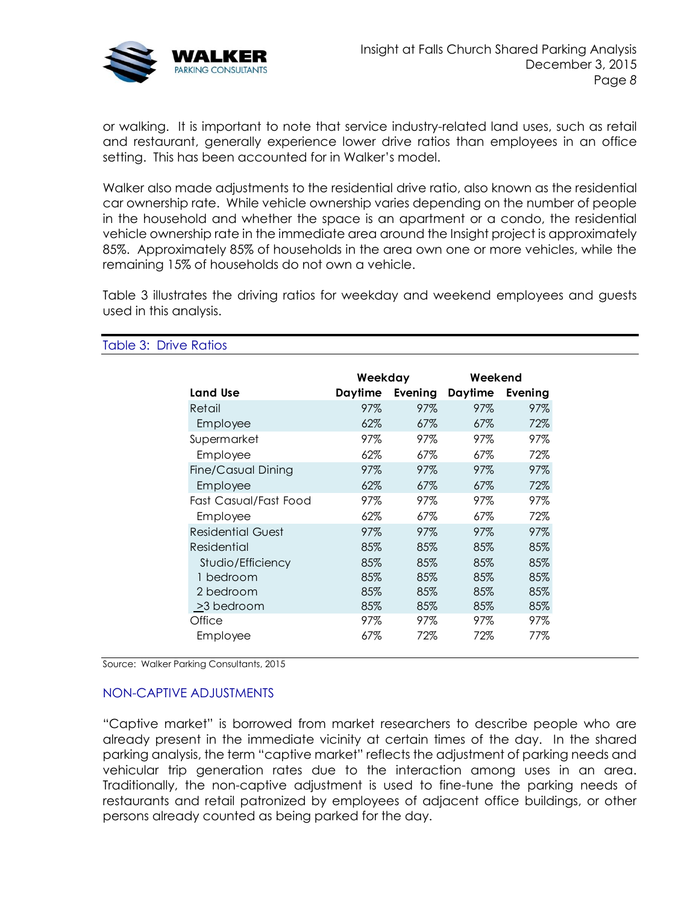or walking. It is important to note that service industry-related land uses, such as retail and restaurant, generally experience lower drive ratios than employees in an office setting. This has been accounted for in Walker's model.

Walker also made adjustments to the residential drive ratio, also known as the residential car ownership rate. While vehicle ownership varies depending on the number of people in the household and whether the space is an apartment or a condo, the residential vehicle ownership rate in the immediate area around the Insight project is approximately 85%. Approximately 85% of households in the area own one or more vehicles, while the remaining 15% of households do not own a vehicle.

Table 3 illustrates the driving ratios for weekday and weekend employees and guests used in this analysis.

Table 3: Drive Ratios

| | Weekday | | Weekend | |
|---|---|---|---|---|
| **Land Use** | **Daytime** | **Evening** | **Daytime** | **Evening** |
| Retail | 97% | 97% | 97% | 97% |
| Employee | 62% | 67% | 67% | 72% |
| Supermarket | 97% | 97% | 97% | 97% |
| Employee | 62% | 67% | 67% | 72% |
| Fine/Casual Dining | 97% | 97% | 97% | 97% |
| Employee | 62% | 67% | 67% | 72% |
| Fast Casual/Fast Food | 97% | 97% | 97% | 97% |
| Employee | 62% | 67% | 67% | 72% |
| Residential Guest | 97% | 97% | 97% | 97% |
| Residential | 85% | 85% | 85% | 85% |
| Studio/Efficiency | 85% | 85% | 85% | 85% |
| 1 bedroom | 85% | 85% | 85% | 85% |
| 2 bedroom | 85% | 85% | 85% | 85% |
| ≥3 bedroom | 85% | 85% | 85% | 85% |
| Office | 97% | 97% | 97% | 97% |
| Employee | 67% | 72% | 72% | 77% |

Source: Walker Parking Consultants, 2015

## NON-CAPTIVE ADJUSTMENTS

"Captive market" is borrowed from market researchers to describe people who are already present in the immediate vicinity at certain times of the day. In the shared parking analysis, the term "captive market" reflects the adjustment of parking needs and vehicular trip generation rates due to the interaction among uses in an area. Traditionally, the non-captive adjustment is used to fine-tune the parking needs of restaurants and retail patronized by employees of adjacent office buildings, or other persons already counted as being parked for the day.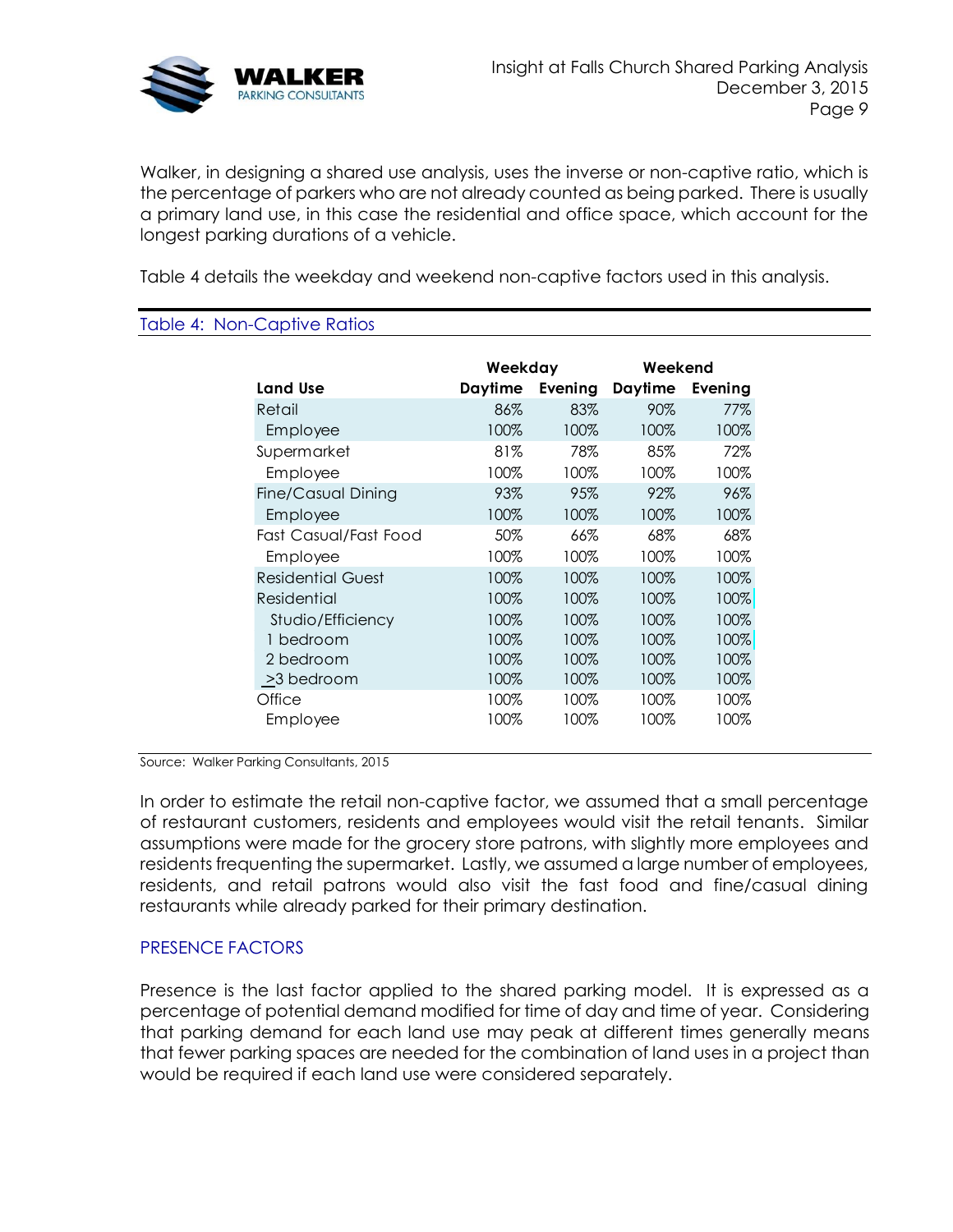Walker, in designing a shared use analysis, uses the inverse or non-captive ratio, which is the percentage of parkers who are not already counted as being parked. There is usually a primary land use, in this case the residential and office space, which account for the longest parking durations of a vehicle.

Table 4 details the weekday and weekend non-captive factors used in this analysis.

Table 4: Non-Captive Ratios

| | Weekday | | Weekend | |
|---|---|---|---|---|
| **Land Use** | **Daytime** | **Evening** | **Daytime** | **Evening** |
| Retail | 86% | 83% | 90% | 77% |
| Employee | 100% | 100% | 100% | 100% |
| Supermarket | 81% | 78% | 85% | 72% |
| Employee | 100% | 100% | 100% | 100% |
| Fine/Casual Dining | 93% | 95% | 92% | 96% |
| Employee | 100% | 100% | 100% | 100% |
| Fast Casual/Fast Food | 50% | 66% | 68% | 68% |
| Employee | 100% | 100% | 100% | 100% |
| Residential Guest | 100% | 100% | 100% | 100% |
| Residential | 100% | 100% | 100% | 100% |
| Studio/Efficiency | 100% | 100% | 100% | 100% |
| 1 bedroom | 100% | 100% | 100% | 100% |
| 2 bedroom | 100% | 100% | 100% | 100% |
| ≥3 bedroom | 100% | 100% | 100% | 100% |
| Office | 100% | 100% | 100% | 100% |
| Employee | 100% | 100% | 100% | 100% |

Source: Walker Parking Consultants, 2015

In order to estimate the retail non-captive factor, we assumed that a small percentage of restaurant customers, residents and employees would visit the retail tenants. Similar assumptions were made for the grocery store patrons, with slightly more employees and residents frequenting the supermarket. Lastly, we assumed a large number of employees, residents, and retail patrons would also visit the fast food and fine/casual dining restaurants while already parked for their primary destination.

## PRESENCE FACTORS

Presence is the last factor applied to the shared parking model. It is expressed as a percentage of potential demand modified for time of day and time of year. Considering that parking demand for each land use may peak at different times generally means that fewer parking spaces are needed for the combination of land uses in a project than would be required if each land use were considered separately.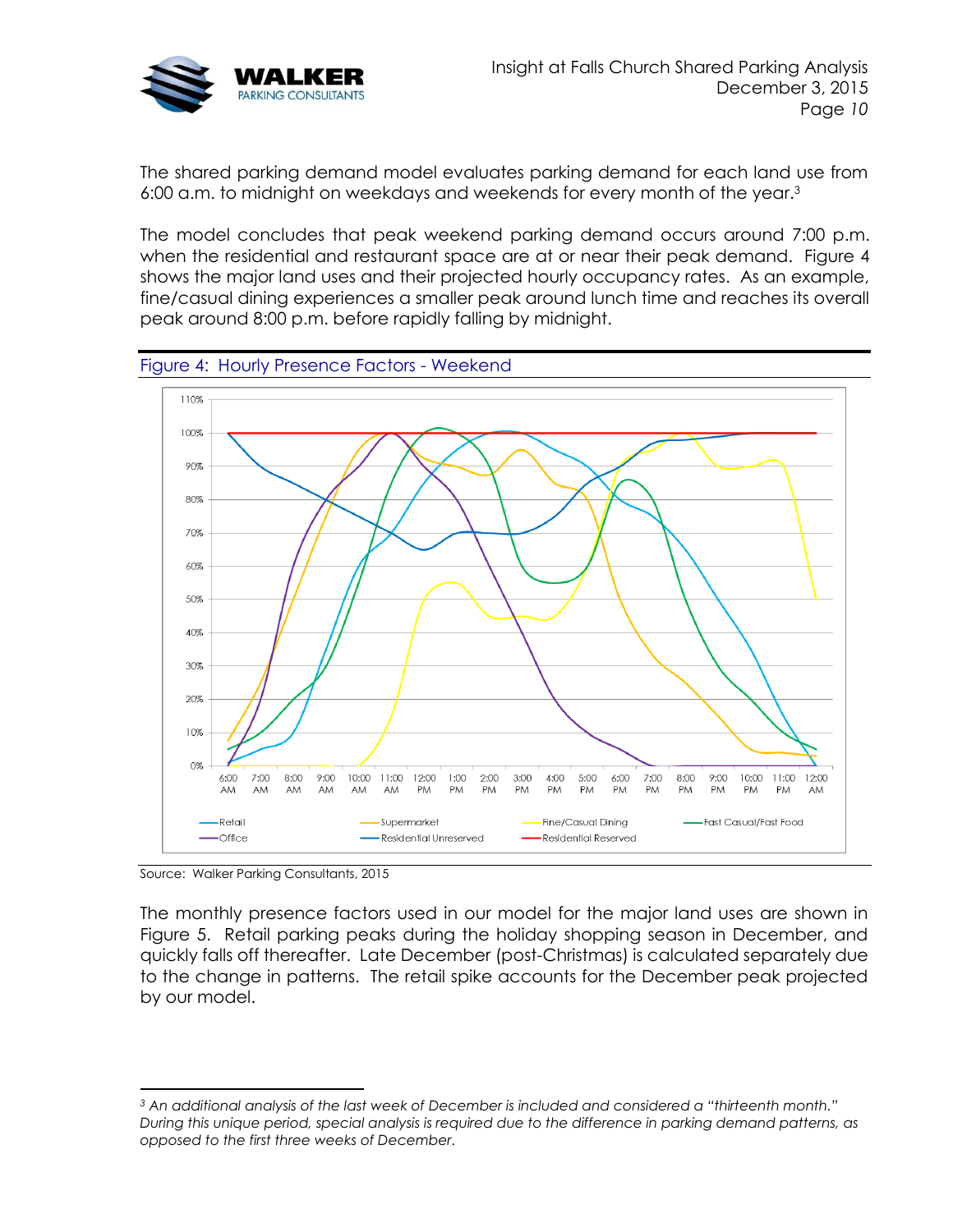The shared parking demand model evaluates parking demand for each land use from 6:00 a.m. to midnight on weekdays and weekends for every month of the year.[3]

The model concludes that peak weekend parking demand occurs around 7:00 p.m. when the residential and restaurant space are at or near their peak demand. Figure 4 shows the major land uses and their projected hourly occupancy rates. As an example, fine/casual dining experiences a smaller peak around lunch time and reaches its overall peak around 8:00 p.m. before rapidly falling by midnight.

Figure 4: Hourly Presence Factors - Weekend

Source: Walker Parking Consultants, 2015

The monthly presence factors used in our model for the major land uses are shown in Figure 5. Retail parking peaks during the holiday shopping season in December, and quickly falls off thereafter. Late December (post-Christmas) is calculated separately due to the change in patterns. The retail spike accounts for the December peak projected by our model.

---

[3] *An additional analysis of the last week of December is included and considered a "thirteenth month." During this unique period, special analysis is required due to the difference in parking demand patterns, as opposed to the first three weeks of December.*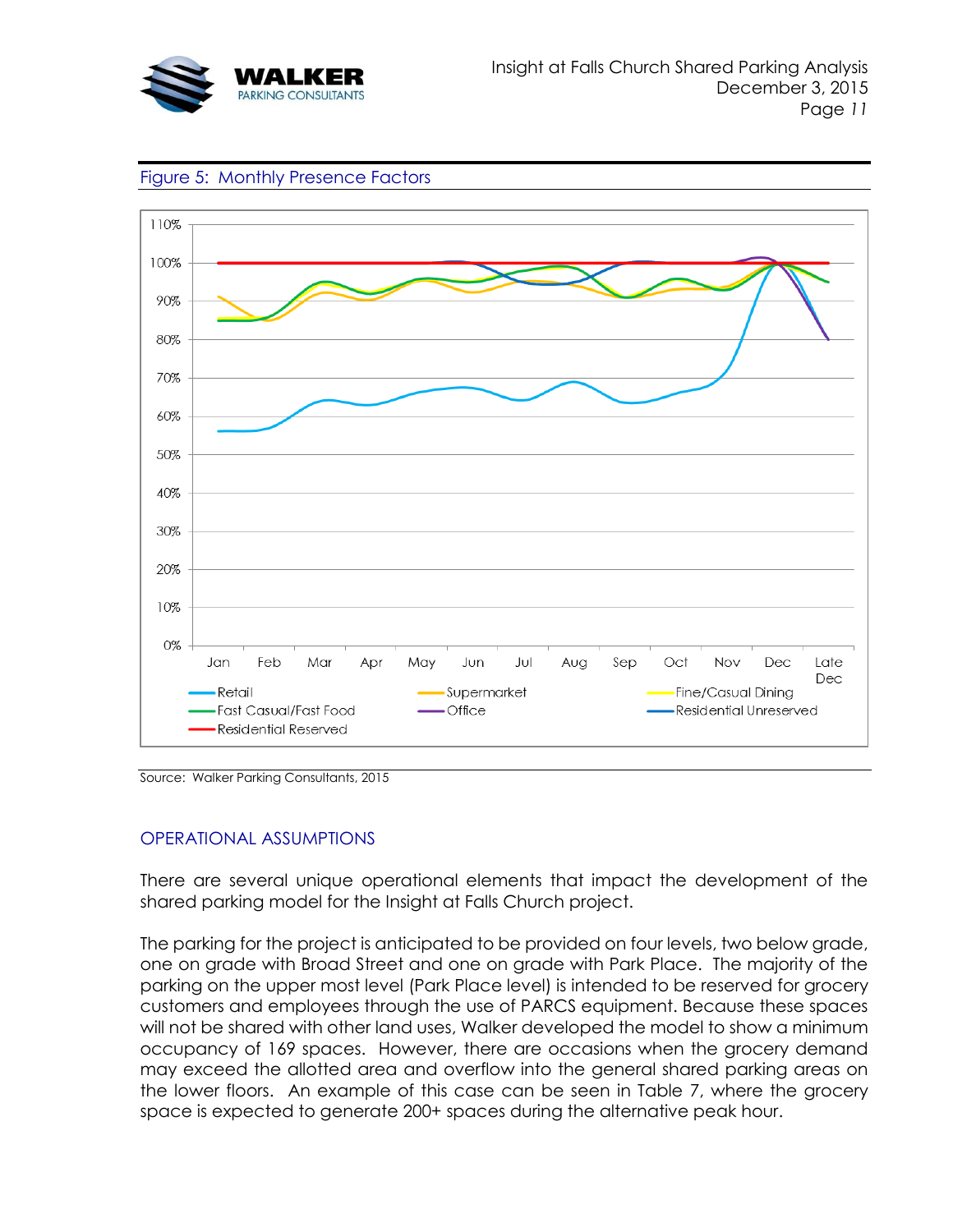Figure 5: Monthly Presence Factors

Source: Walker Parking Consultants, 2015

## OPERATIONAL ASSUMPTIONS

There are several unique operational elements that impact the development of the shared parking model for the Insight at Falls Church project.

The parking for the project is anticipated to be provided on four levels, two below grade, one on grade with Broad Street and one on grade with Park Place. The majority of the parking on the upper most level (Park Place level) is intended to be reserved for grocery customers and employees through the use of PARCS equipment. Because these spaces will not be shared with other land uses, Walker developed the model to show a minimum occupancy of 169 spaces. However, there are occasions when the grocery demand may exceed the allotted area and overflow into the general shared parking areas on the lower floors. An example of this case can be seen in Table 7, where the grocery space is expected to generate 200+ spaces during the alternative peak hour.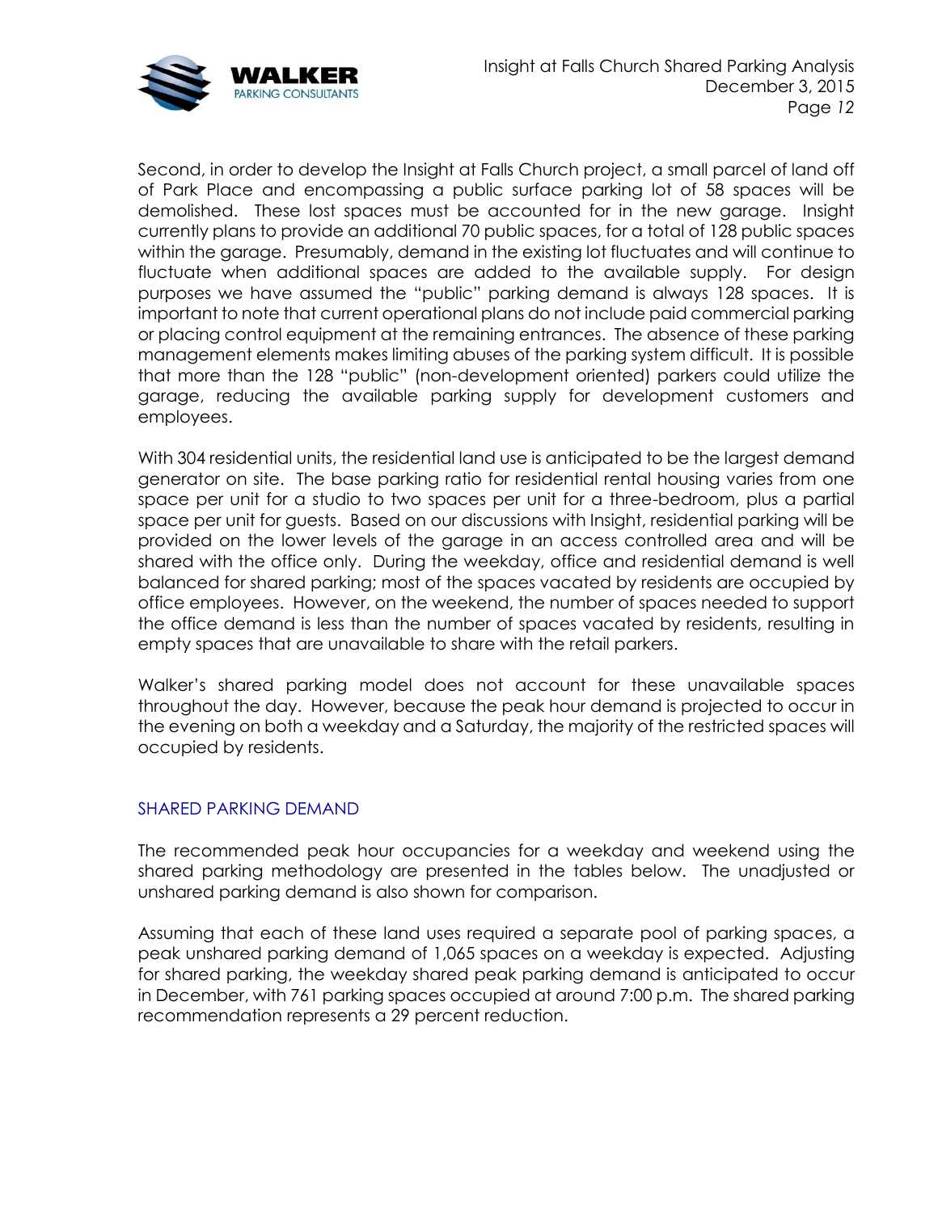Second, in order to develop the Insight at Falls Church project, a small parcel of land off of Park Place and encompassing a public surface parking lot of 58 spaces will be demolished. These lost spaces must be accounted for in the new garage. Insight currently plans to provide an additional 70 public spaces, for a total of 128 public spaces within the garage. Presumably, demand in the existing lot fluctuates and will continue to fluctuate when additional spaces are added to the available supply. For design purposes we have assumed the "public" parking demand is always 128 spaces. It is important to note that current operational plans do not include paid commercial parking or placing control equipment at the remaining entrances. The absence of these parking management elements makes limiting abuses of the parking system difficult. It is possible that more than the 128 "public" (non-development oriented) parkers could utilize the garage, reducing the available parking supply for development customers and employees.

With 304 residential units, the residential land use is anticipated to be the largest demand generator on site. The base parking ratio for residential rental housing varies from one space per unit for a studio to two spaces per unit for a three-bedroom, plus a partial space per unit for guests. Based on our discussions with Insight, residential parking will be provided on the lower levels of the garage in an access controlled area and will be shared with the office only. During the weekday, office and residential demand is well balanced for shared parking; most of the spaces vacated by residents are occupied by office employees. However, on the weekend, the number of spaces needed to support the office demand is less than the number of spaces vacated by residents, resulting in empty spaces that are unavailable to share with the retail parkers.

Walker's shared parking model does not account for these unavailable spaces throughout the day. However, because the peak hour demand is projected to occur in the evening on both a weekday and a Saturday, the majority of the restricted spaces will occupied by residents.

## SHARED PARKING DEMAND

The recommended peak hour occupancies for a weekday and weekend using the shared parking methodology are presented in the tables below. The unadjusted or unshared parking demand is also shown for comparison.

Assuming that each of these land uses required a separate pool of parking spaces, a peak unshared parking demand of 1,065 spaces on a weekday is expected. Adjusting for shared parking, the weekday shared peak parking demand is anticipated to occur in December, with 761 parking spaces occupied at around 7:00 p.m. The shared parking recommendation represents a 29 percent reduction.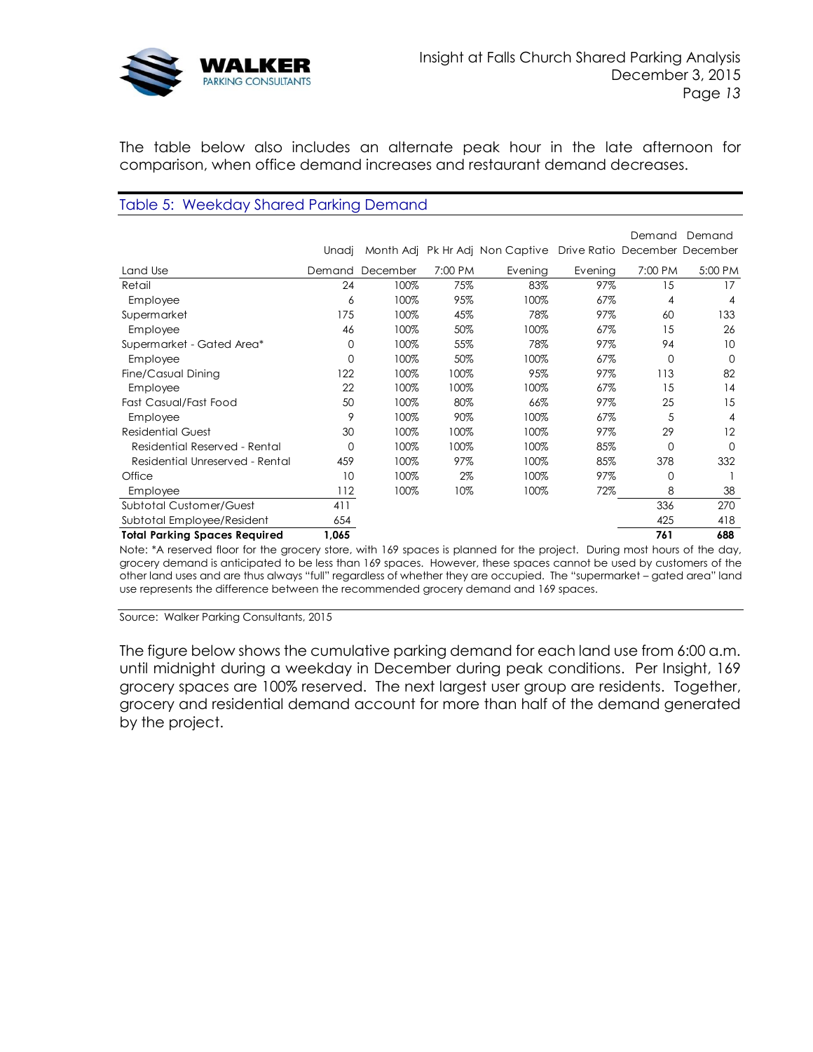The table below also includes an alternate peak hour in the late afternoon for comparison, when office demand increases and restaurant demand decreases.

### Table 5: Weekday Shared Parking Demand

| Land Use | Unadj Demand | Month Adj December | Pk Hr Adj 7:00 PM | Non Captive Evening | Drive Ratio Evening | Demand December 7:00 PM | Demand December 5:00 PM |
|---|---|---|---|---|---|---|---|
| Retail | 24 | 100% | 75% | 83% | 97% | 15 | 17 |
| Employee | 6 | 100% | 95% | 100% | 67% | 4 | 4 |
| Supermarket | 175 | 100% | 45% | 78% | 97% | 60 | 133 |
| Employee | 46 | 100% | 50% | 100% | 67% | 15 | 26 |
| Supermarket - Gated Area* | 0 | 100% | 55% | 78% | 97% | 94 | 10 |
| Employee | 0 | 100% | 50% | 100% | 67% | 0 | 0 |
| Fine/Casual Dining | 122 | 100% | 100% | 95% | 97% | 113 | 82 |
| Employee | 22 | 100% | 100% | 100% | 67% | 15 | 14 |
| Fast Casual/Fast Food | 50 | 100% | 80% | 66% | 97% | 25 | 15 |
| Employee | 9 | 100% | 90% | 100% | 67% | 5 | 4 |
| Residential Guest | 30 | 100% | 100% | 100% | 97% | 29 | 12 |
| Residential Reserved - Rental | 0 | 100% | 100% | 100% | 85% | 0 | 0 |
| Residential Unreserved - Rental | 459 | 100% | 97% | 100% | 85% | 378 | 332 |
| Office | 10 | 100% | 2% | 100% | 97% | 0 | 1 |
| Employee | 112 | 100% | 10% | 100% | 72% | 8 | 38 |
| Subtotal Customer/Guest | 411 | | | | | 336 | 270 |
| Subtotal Employee/Resident | 654 | | | | | 425 | 418 |
| **Total Parking Spaces Required** | **1,065** | | | | | **761** | **688** |

Note: *A reserved floor for the grocery store, with 169 spaces is planned for the project. During most hours of the day, grocery demand is anticipated to be less than 169 spaces. However, these spaces cannot be used by customers of the other land uses and are thus always "full" regardless of whether they are occupied. The "supermarket – gated area" land use represents the difference between the recommended grocery demand and 169 spaces.

Source: Walker Parking Consultants, 2015

The figure below shows the cumulative parking demand for each land use from 6:00 a.m. until midnight during a weekday in December during peak conditions. Per Insight, 169 grocery spaces are 100% reserved. The next largest user group are residents. Together, grocery and residential demand account for more than half of the demand generated by the project.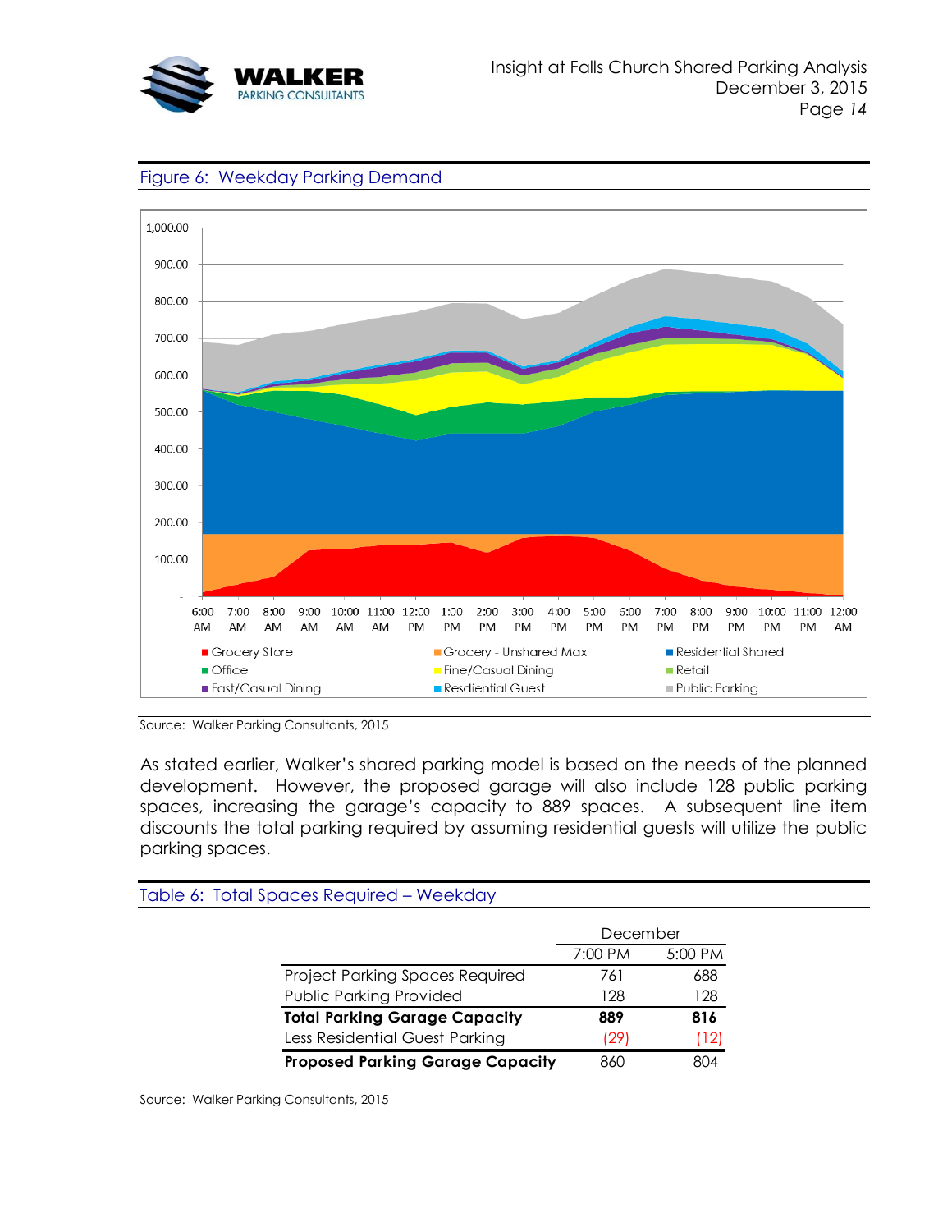Figure 6: Weekday Parking Demand

Source: Walker Parking Consultants, 2015

As stated earlier, Walker's shared parking model is based on the needs of the planned development. However, the proposed garage will also include 128 public parking spaces, increasing the garage's capacity to 889 spaces. A subsequent line item discounts the total parking required by assuming residential guests will utilize the public parking spaces.

Table 6: Total Spaces Required – Weekday

| | December | |
|---|---|---|
| | 7:00 PM | 5:00 PM |
| Project Parking Spaces Required | 761 | 688 |
| Public Parking Provided | 128 | 128 |
| **Total Parking Garage Capacity** | **889** | **816** |
| Less Residential Guest Parking | (29) | (12) |
| **Proposed Parking Garage Capacity** | 860 | 804 |

Source: Walker Parking Consultants, 2015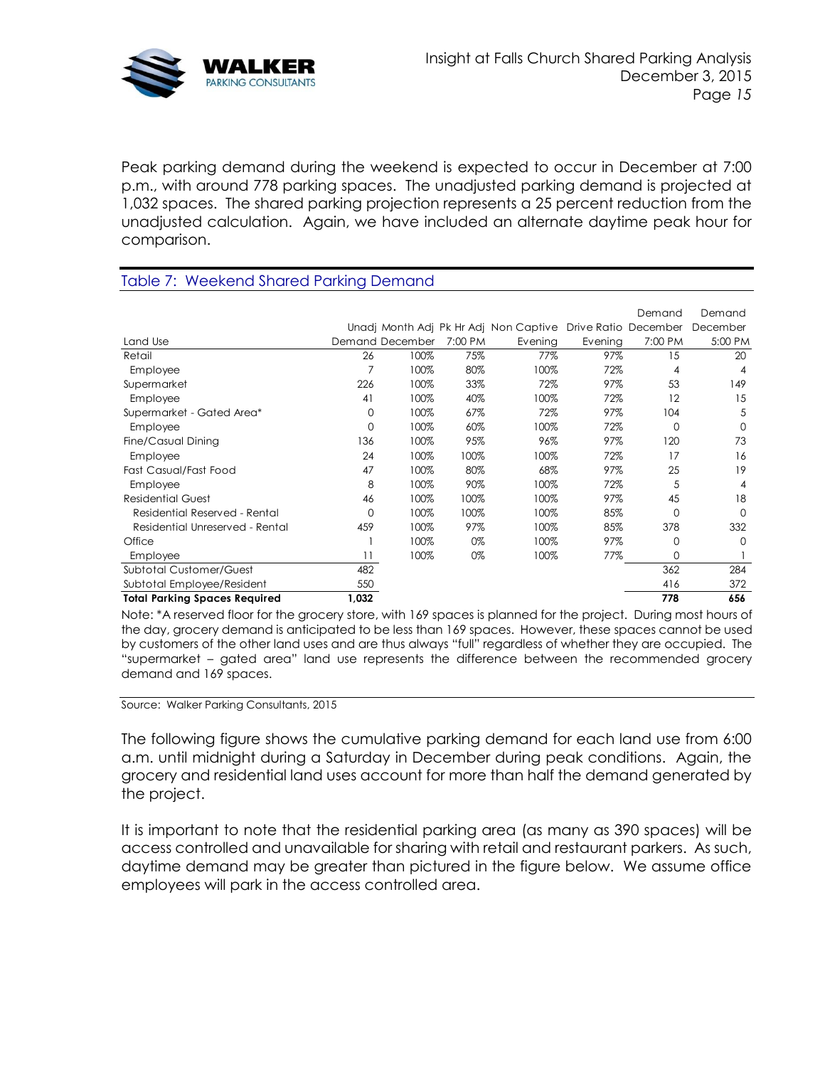Peak parking demand during the weekend is expected to occur in December at 7:00 p.m., with around 778 parking spaces. The unadjusted parking demand is projected at 1,032 spaces. The shared parking projection represents a 25 percent reduction from the unadjusted calculation. Again, we have included an alternate daytime peak hour for comparison.

## Table 7: Weekend Shared Parking Demand

| Land Use | Unadj Demand | Month Adj December | Pk Hr Adj 7:00 PM | Non Captive Evening | Drive Ratio Evening | Demand December 7:00 PM | Demand December 5:00 PM |
|---|---|---|---|---|---|---|---|
| Retail | 26 | 100% | 75% | 77% | 97% | 15 | 20 |
| Employee | 7 | 100% | 80% | 100% | 72% | 4 | 4 |
| Supermarket | 226 | 100% | 33% | 72% | 97% | 53 | 149 |
| Employee | 41 | 100% | 40% | 100% | 72% | 12 | 15 |
| Supermarket - Gated Area* | 0 | 100% | 67% | 72% | 97% | 104 | 5 |
| Employee | 0 | 100% | 60% | 100% | 72% | 0 | 0 |
| Fine/Casual Dining | 136 | 100% | 95% | 96% | 97% | 120 | 73 |
| Employee | 24 | 100% | 100% | 100% | 72% | 17 | 16 |
| Fast Casual/Fast Food | 47 | 100% | 80% | 68% | 97% | 25 | 19 |
| Employee | 8 | 100% | 90% | 100% | 72% | 5 | 4 |
| Residential Guest | 46 | 100% | 100% | 100% | 97% | 45 | 18 |
| Residential Reserved - Rental | 0 | 100% | 100% | 100% | 85% | 0 | 0 |
| Residential Unreserved - Rental | 459 | 100% | 97% | 100% | 85% | 378 | 332 |
| Office | 1 | 100% | 0% | 100% | 97% | 0 | 0 |
| Employee | 11 | 100% | 0% | 100% | 77% | 0 | 1 |
| Subtotal Customer/Guest | 482 | | | | | 362 | 284 |
| Subtotal Employee/Resident | 550 | | | | | 416 | 372 |
| **Total Parking Spaces Required** | **1,032** | | | | | **778** | **656** |

Note: *A reserved floor for the grocery store, with 169 spaces is planned for the project. During most hours of the day, grocery demand is anticipated to be less than 169 spaces. However, these spaces cannot be used by customers of the other land uses and are thus always "full" regardless of whether they are occupied. The "supermarket – gated area" land use represents the difference between the recommended grocery demand and 169 spaces.

Source: Walker Parking Consultants, 2015

The following figure shows the cumulative parking demand for each land use from 6:00 a.m. until midnight during a Saturday in December during peak conditions. Again, the grocery and residential land uses account for more than half the demand generated by the project.

It is important to note that the residential parking area (as many as 390 spaces) will be access controlled and unavailable for sharing with retail and restaurant parkers. As such, daytime demand may be greater than pictured in the figure below. We assume office employees will park in the access controlled area.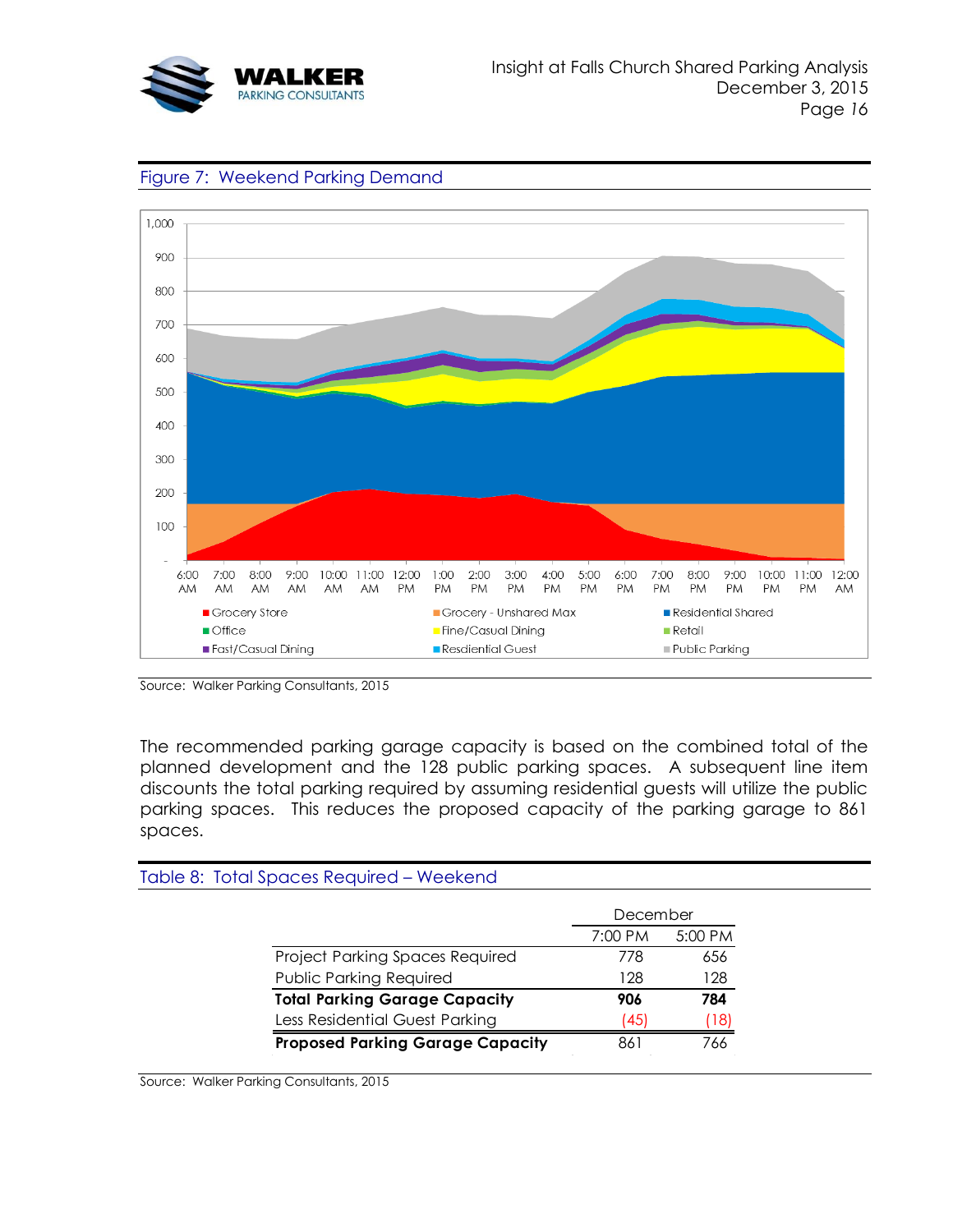## Figure 7: Weekend Parking Demand

Source: Walker Parking Consultants, 2015

The recommended parking garage capacity is based on the combined total of the planned development and the 128 public parking spaces. A subsequent line item discounts the total parking required by assuming residential guests will utilize the public parking spaces. This reduces the proposed capacity of the parking garage to 861 spaces.

## Table 8: Total Spaces Required – Weekend

| | December | |
|---|---|---|
| | 7:00 PM | 5:00 PM |
| Project Parking Spaces Required | 778 | 656 |
| Public Parking Required | 128 | 128 |
| **Total Parking Garage Capacity** | **906** | **784** |
| Less Residential Guest Parking | (45) | (18) |
| **Proposed Parking Garage Capacity** | 861 | 766 |

Source: Walker Parking Consultants, 2015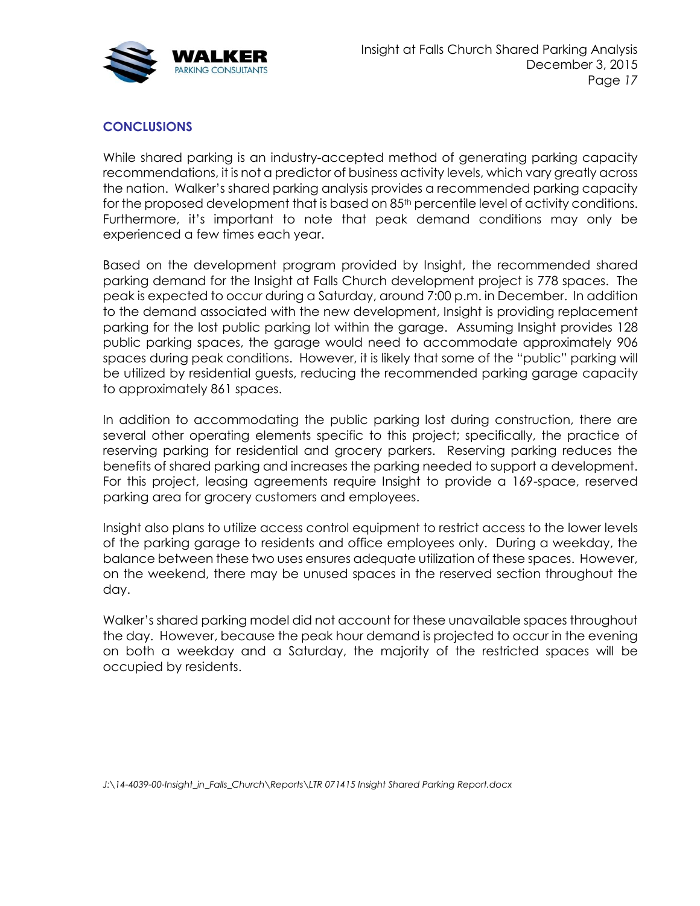## CONCLUSIONS

While shared parking is an industry-accepted method of generating parking capacity recommendations, it is not a predictor of business activity levels, which vary greatly across the nation. Walker's shared parking analysis provides a recommended parking capacity for the proposed development that is based on 85th percentile level of activity conditions. Furthermore, it's important to note that peak demand conditions may only be experienced a few times each year.

Based on the development program provided by Insight, the recommended shared parking demand for the Insight at Falls Church development project is 778 spaces. The peak is expected to occur during a Saturday, around 7:00 p.m. in December. In addition to the demand associated with the new development, Insight is providing replacement parking for the lost public parking lot within the garage. Assuming Insight provides 128 public parking spaces, the garage would need to accommodate approximately 906 spaces during peak conditions. However, it is likely that some of the "public" parking will be utilized by residential guests, reducing the recommended parking garage capacity to approximately 861 spaces.

In addition to accommodating the public parking lost during construction, there are several other operating elements specific to this project; specifically, the practice of reserving parking for residential and grocery parkers. Reserving parking reduces the benefits of shared parking and increases the parking needed to support a development. For this project, leasing agreements require Insight to provide a 169-space, reserved parking area for grocery customers and employees.

Insight also plans to utilize access control equipment to restrict access to the lower levels of the parking garage to residents and office employees only. During a weekday, the balance between these two uses ensures adequate utilization of these spaces. However, on the weekend, there may be unused spaces in the reserved section throughout the day.

Walker's shared parking model did not account for these unavailable spaces throughout the day. However, because the peak hour demand is projected to occur in the evening on both a weekday and a Saturday, the majority of the restricted spaces will be occupied by residents.